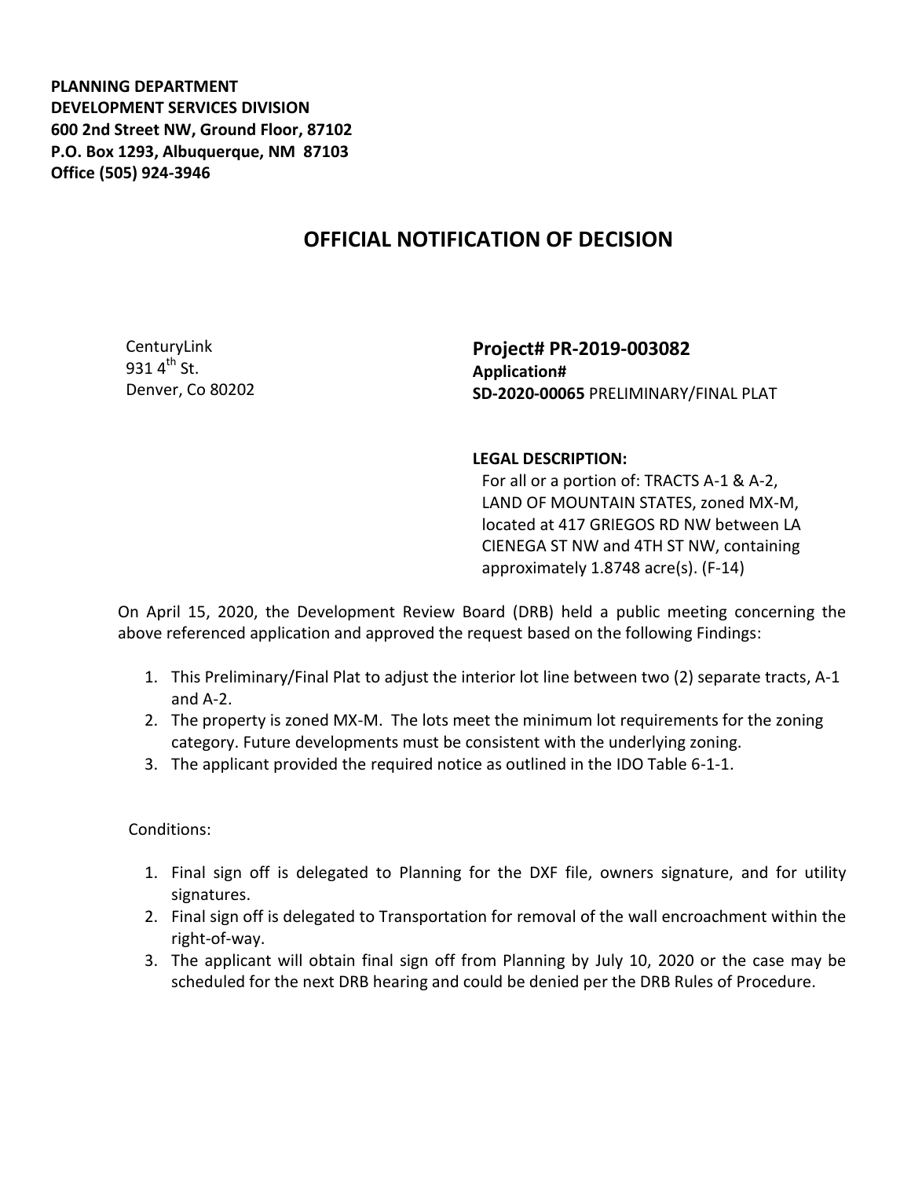**PLANNING DEPARTMENT**
**DEVELOPMENT SERVICES DIVISION**
**600 2nd Street NW, Ground Floor, 87102**
**P.O. Box 1293, Albuquerque, NM 87103**
**Office (505) 924-3946**

# OFFICIAL NOTIFICATION OF DECISION

CenturyLink
931 4th St.
Denver, Co 80202

**Project# PR-2019-003082**
**Application#**
**SD-2020-00065** PRELIMINARY/FINAL PLAT

**LEGAL DESCRIPTION:**
For all or a portion of: TRACTS A-1 & A-2, LAND OF MOUNTAIN STATES, zoned MX-M, located at 417 GRIEGOS RD NW between LA CIENEGA ST NW and 4TH ST NW, containing approximately 1.8748 acre(s). (F-14)

On April 15, 2020, the Development Review Board (DRB) held a public meeting concerning the above referenced application and approved the request based on the following Findings:

1. This Preliminary/Final Plat to adjust the interior lot line between two (2) separate tracts, A-1 and A-2.
2. The property is zoned MX-M. The lots meet the minimum lot requirements for the zoning category. Future developments must be consistent with the underlying zoning.
3. The applicant provided the required notice as outlined in the IDO Table 6-1-1.

Conditions:

1. Final sign off is delegated to Planning for the DXF file, owners signature, and for utility signatures.
2. Final sign off is delegated to Transportation for removal of the wall encroachment within the right-of-way.
3. The applicant will obtain final sign off from Planning by July 10, 2020 or the case may be scheduled for the next DRB hearing and could be denied per the DRB Rules of Procedure.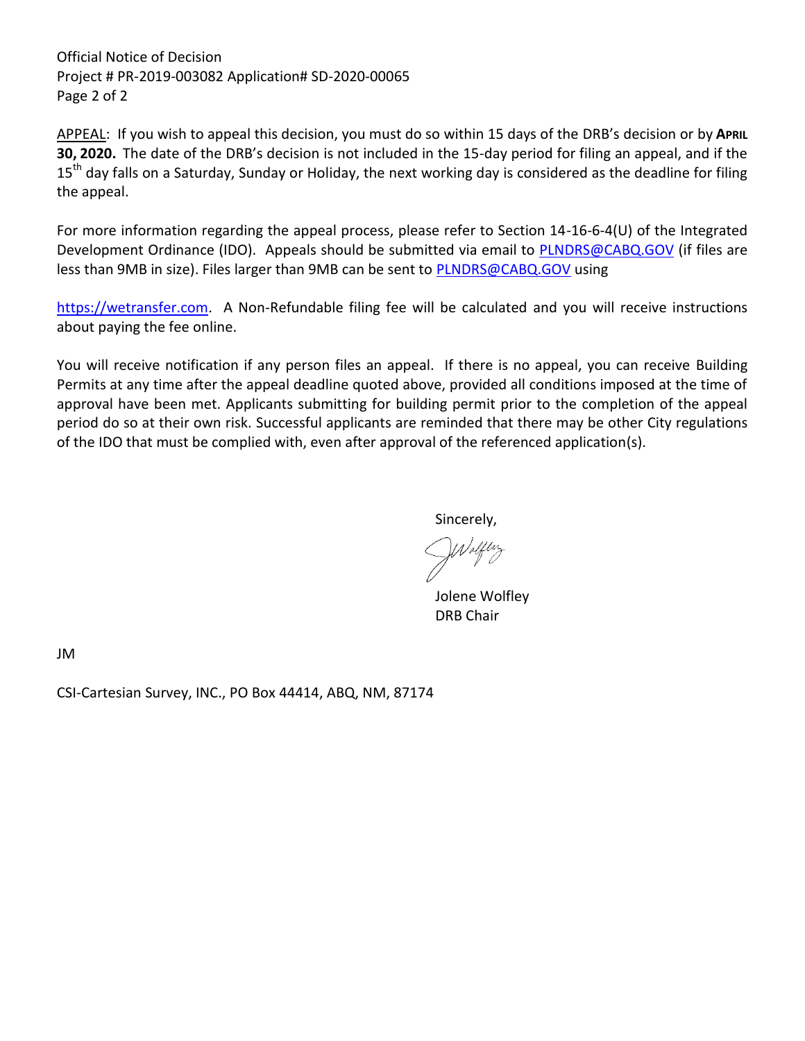APPEAL: If you wish to appeal this decision, you must do so within 15 days of the DRB's decision or by **APRIL 30, 2020.** The date of the DRB's decision is not included in the 15-day period for filing an appeal, and if the 15th day falls on a Saturday, Sunday or Holiday, the next working day is considered as the deadline for filing the appeal.

For more information regarding the appeal process, please refer to Section 14-16-6-4(U) of the Integrated Development Ordinance (IDO). Appeals should be submitted via email to PLNDRS@CABQ.GOV (if files are less than 9MB in size). Files larger than 9MB can be sent to PLNDRS@CABQ.GOV using

https://wetransfer.com. A Non-Refundable filing fee will be calculated and you will receive instructions about paying the fee online.

You will receive notification if any person files an appeal. If there is no appeal, you can receive Building Permits at any time after the appeal deadline quoted above, provided all conditions imposed at the time of approval have been met. Applicants submitting for building permit prior to the completion of the appeal period do so at their own risk. Successful applicants are reminded that there may be other City regulations of the IDO that must be complied with, even after approval of the referenced application(s).

Sincerely,

Jolene Wolfley
DRB Chair

JM

CSI-Cartesian Survey, INC., PO Box 44414, ABQ, NM, 87174